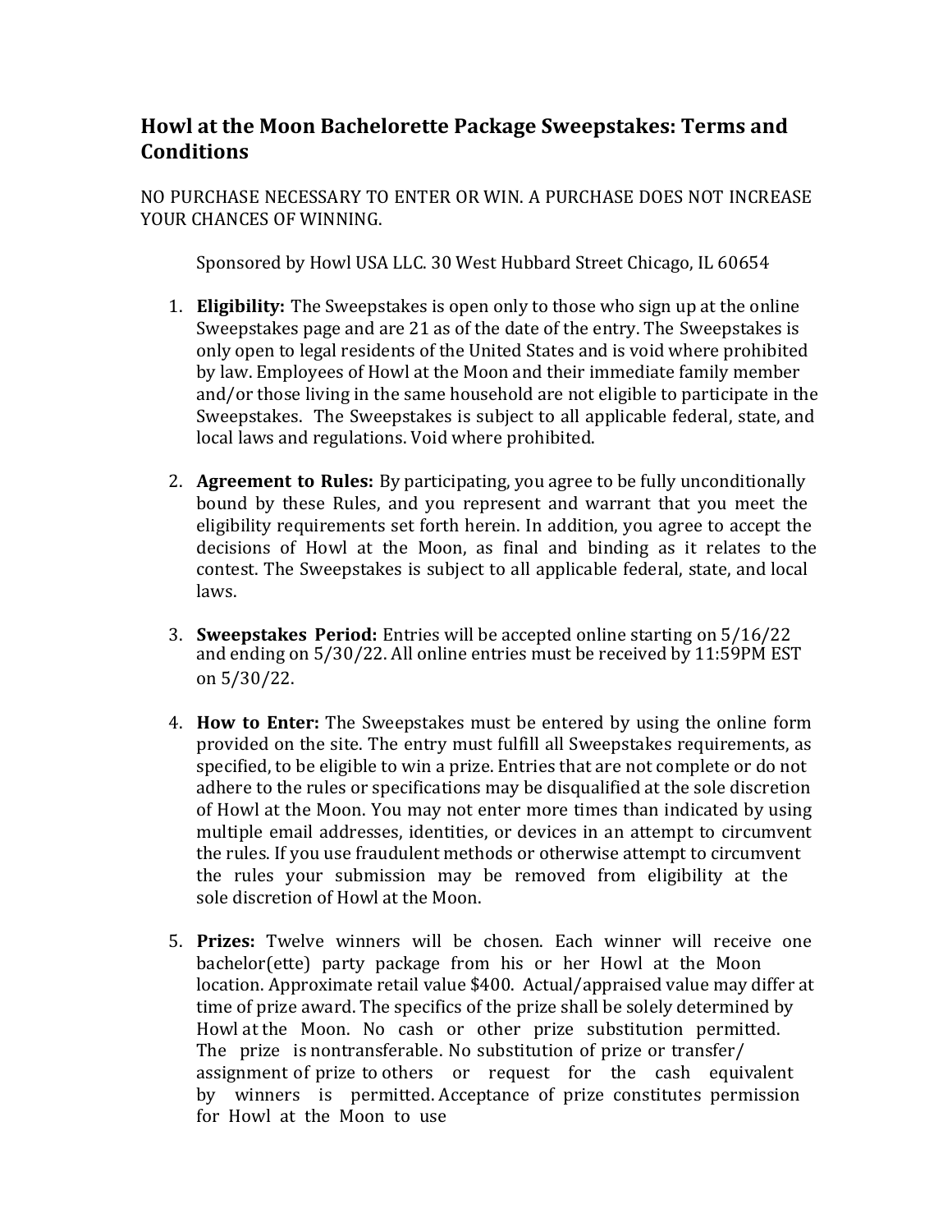## Howl at the Moon Bachelorette Package Sweepstakes: Terms and Conditions

NO PURCHASE NECESSARY TO ENTER OR WIN. A PURCHASE DOES NOT INCREASE YOUR CHANCES OF WINNING.

Sponsored by Howl USA LLC. 30 West Hubbard Street Chicago, IL 60654

1. **Eligibility:** The Sweepstakes is open only to those who sign up at the online Sweepstakes page and are 21 as of the date of the entry. The Sweepstakes is only open to legal residents of the United States and is void where prohibited by law. Employees of Howl at the Moon and their immediate family member and/or those living in the same household are not eligible to participate in the Sweepstakes. The Sweepstakes is subject to all applicable federal, state, and local laws and regulations. Void where prohibited.

2. **Agreement to Rules:** By participating, you agree to be fully unconditionally bound by these Rules, and you represent and warrant that you meet the eligibility requirements set forth herein. In addition, you agree to accept the decisions of Howl at the Moon, as final and binding as it relates to the contest. The Sweepstakes is subject to all applicable federal, state, and local laws.

3. **Sweepstakes Period:** Entries will be accepted online starting on 5/16/22 and ending on 5/30/22. All online entries must be received by 11:59PM EST on 5/30/22.

4. **How to Enter:** The Sweepstakes must be entered by using the online form provided on the site. The entry must fulfill all Sweepstakes requirements, as specified, to be eligible to win a prize. Entries that are not complete or do not adhere to the rules or specifications may be disqualified at the sole discretion of Howl at the Moon. You may not enter more times than indicated by using multiple email addresses, identities, or devices in an attempt to circumvent the rules. If you use fraudulent methods or otherwise attempt to circumvent the rules your submission may be removed from eligibility at the sole discretion of Howl at the Moon.

5. **Prizes:** Twelve winners will be chosen. Each winner will receive one bachelor(ette) party package from his or her Howl at the Moon location. Approximate retail value $400. Actual/appraised value may differ at time of prize award. The specifics of the prize shall be solely determined by Howl at the Moon. No cash or other prize substitution permitted. The prize is nontransferable. No substitution of prize or transfer/ assignment of prize to others or request for the cash equivalent by winners is permitted. Acceptance of prize constitutes permission for Howl at the Moon to use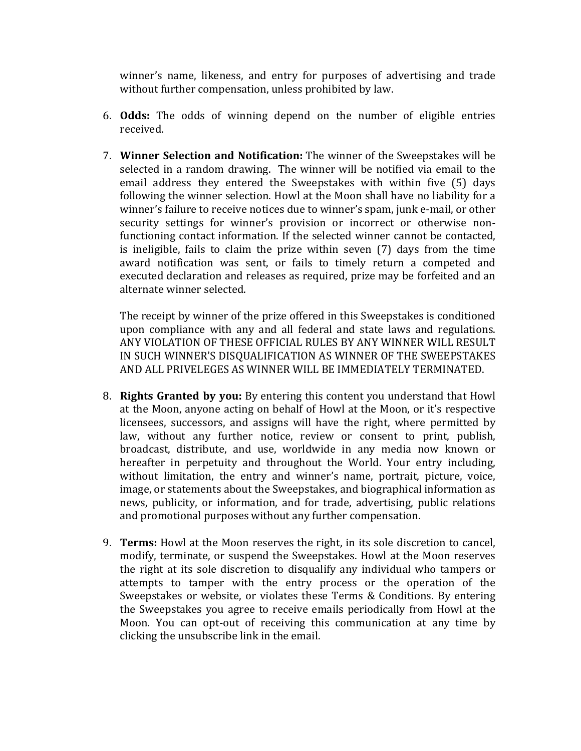winner's name, likeness, and entry for purposes of advertising and trade without further compensation, unless prohibited by law.

6. **Odds:** The odds of winning depend on the number of eligible entries received.

7. **Winner Selection and Notification:** The winner of the Sweepstakes will be selected in a random drawing. The winner will be notified via email to the email address they entered the Sweepstakes with within five (5) days following the winner selection. Howl at the Moon shall have no liability for a winner's failure to receive notices due to winner's spam, junk e-mail, or other security settings for winner's provision or incorrect or otherwise non-functioning contact information. If the selected winner cannot be contacted, is ineligible, fails to claim the prize within seven (7) days from the time award notification was sent, or fails to timely return a competed and executed declaration and releases as required, prize may be forfeited and an alternate winner selected.

   The receipt by winner of the prize offered in this Sweepstakes is conditioned upon compliance with any and all federal and state laws and regulations. ANY VIOLATION OF THESE OFFICIAL RULES BY ANY WINNER WILL RESULT IN SUCH WINNER'S DISQUALIFICATION AS WINNER OF THE SWEEPSTAKES AND ALL PRIVELEGES AS WINNER WILL BE IMMEDIATELY TERMINATED.

8. **Rights Granted by you:** By entering this content you understand that Howl at the Moon, anyone acting on behalf of Howl at the Moon, or it's respective licensees, successors, and assigns will have the right, where permitted by law, without any further notice, review or consent to print, publish, broadcast, distribute, and use, worldwide in any media now known or hereafter in perpetuity and throughout the World. Your entry including, without limitation, the entry and winner's name, portrait, picture, voice, image, or statements about the Sweepstakes, and biographical information as news, publicity, or information, and for trade, advertising, public relations and promotional purposes without any further compensation.

9. **Terms:** Howl at the Moon reserves the right, in its sole discretion to cancel, modify, terminate, or suspend the Sweepstakes. Howl at the Moon reserves the right at its sole discretion to disqualify any individual who tampers or attempts to tamper with the entry process or the operation of the Sweepstakes or website, or violates these Terms & Conditions. By entering the Sweepstakes you agree to receive emails periodically from Howl at the Moon. You can opt-out of receiving this communication at any time by clicking the unsubscribe link in the email.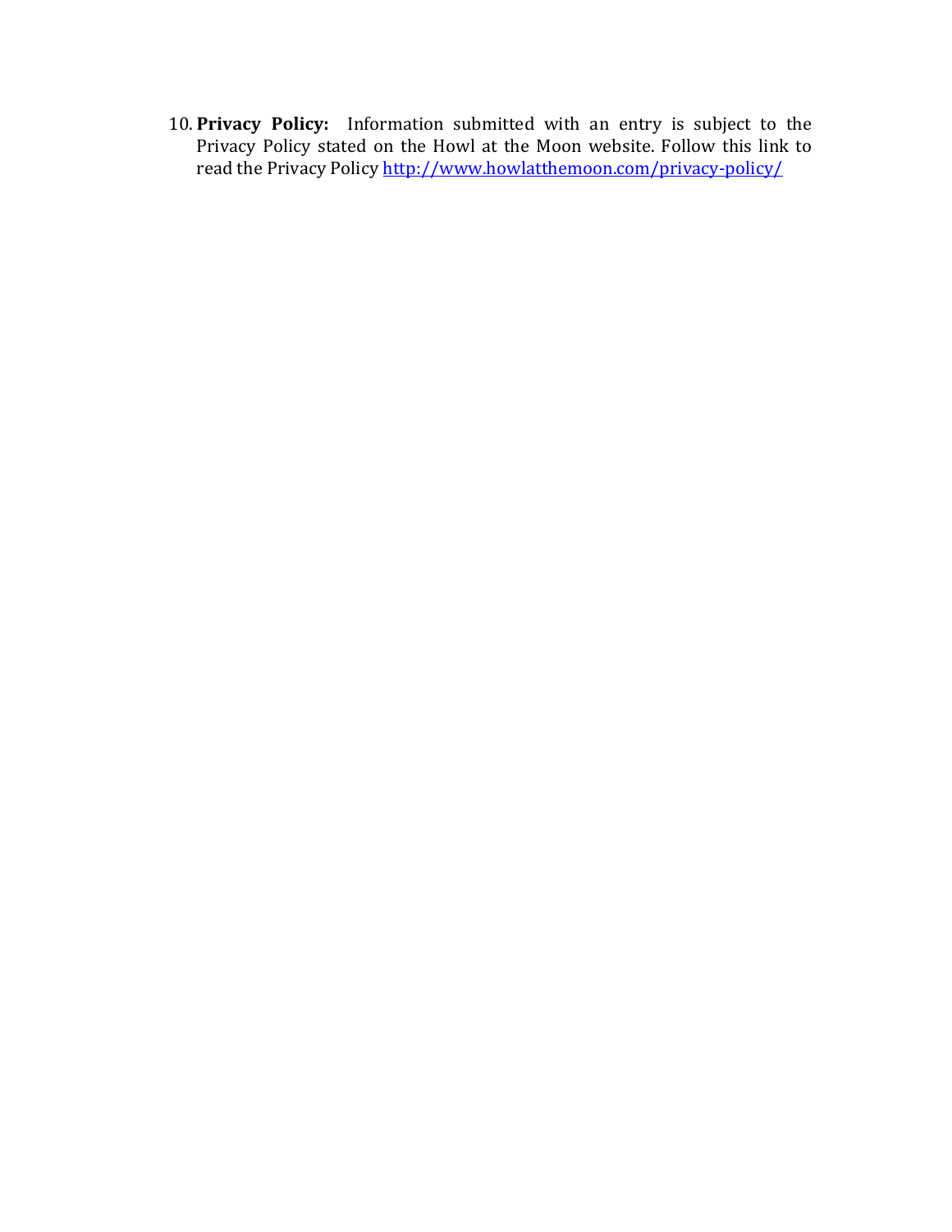10. **Privacy Policy:** Information submitted with an entry is subject to the Privacy Policy stated on the Howl at the Moon website. Follow this link to read the Privacy Policy http://www.howlatthemoon.com/privacy-policy/